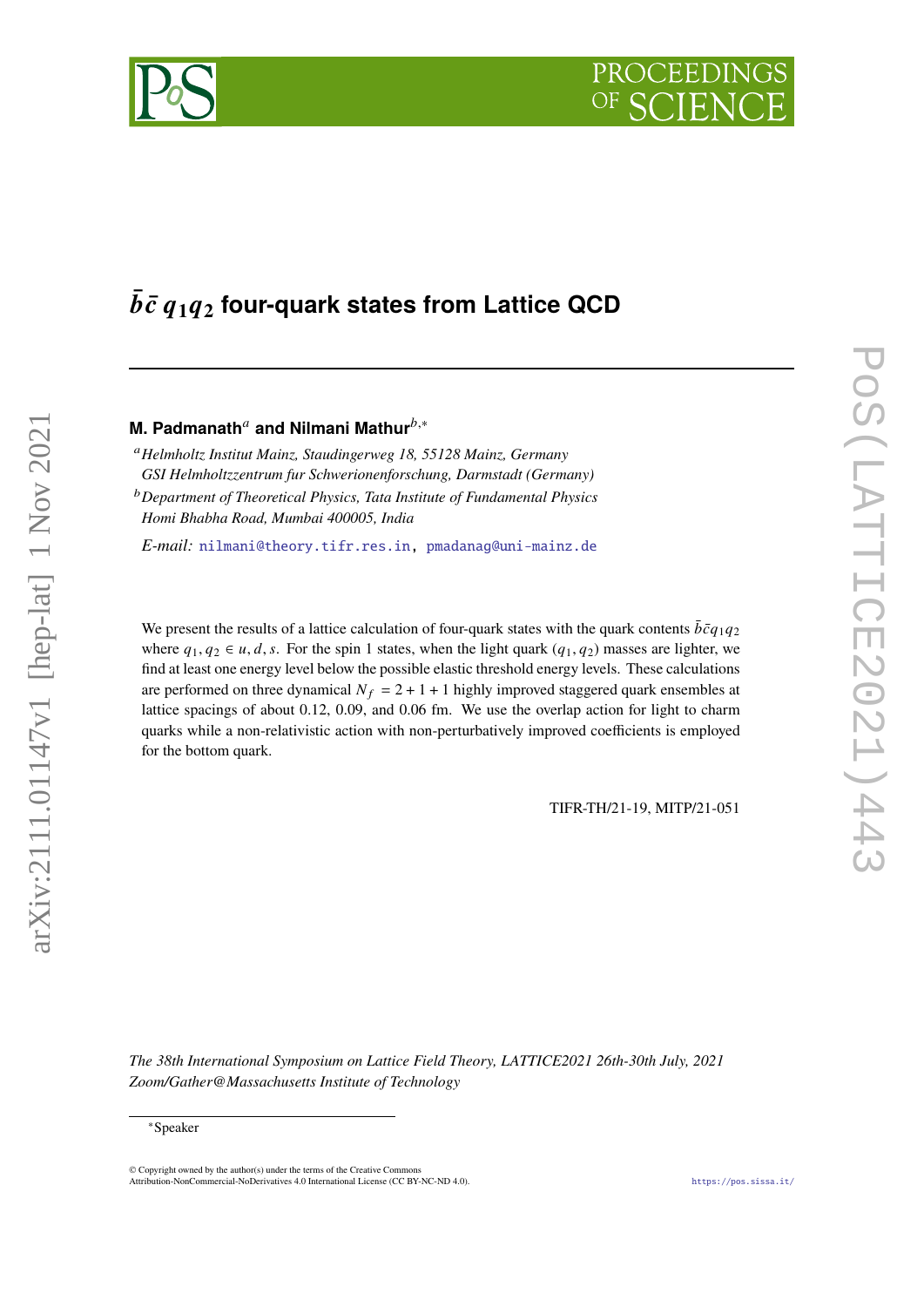# $\bar{b}\bar{c}\, q_1 q_2$ four-quark states from Lattice QCD

**M. Padmanath**[a] **and Nilmani Mathur**[b,*]

[a] *Helmholtz Institut Mainz, Staudingerweg 18, 55128 Mainz, Germany*
*GSI Helmholtzzentrum fur Schwerionenforschung, Darmstadt (Germany)*

[b] *Department of Theoretical Physics, Tata Institute of Fundamental Physics*
*Homi Bhabha Road, Mumbai 400005, India*

*E-mail:* nilmani@theory.tifr.res.in, pmadanag@uni-mainz.de

We present the results of a lattice calculation of four-quark states with the quark contents $\bar{b}\bar{c}q_1q_2$ where $q_1, q_2 \in u, d, s$. For the spin 1 states, when the light quark $(q_1, q_2)$ masses are lighter, we find at least one energy level below the possible elastic threshold energy levels. These calculations are performed on three dynamical $N_f = 2 + 1 + 1$ highly improved staggered quark ensembles at lattice spacings of about 0.12, 0.09, and 0.06 fm. We use the overlap action for light to charm quarks while a non-relativistic action with non-perturbatively improved coefficients is employed for the bottom quark.

TIFR-TH/21-19, MITP/21-051

*The 38th International Symposium on Lattice Field Theory, LATTICE2021 26th-30th July, 2021*
*Zoom/Gather@Massachusetts Institute of Technology*

[*] Speaker

© Copyright owned by the author(s) under the terms of the Creative Commons Attribution-NonCommercial-NoDerivatives 4.0 International License (CC BY-NC-ND 4.0).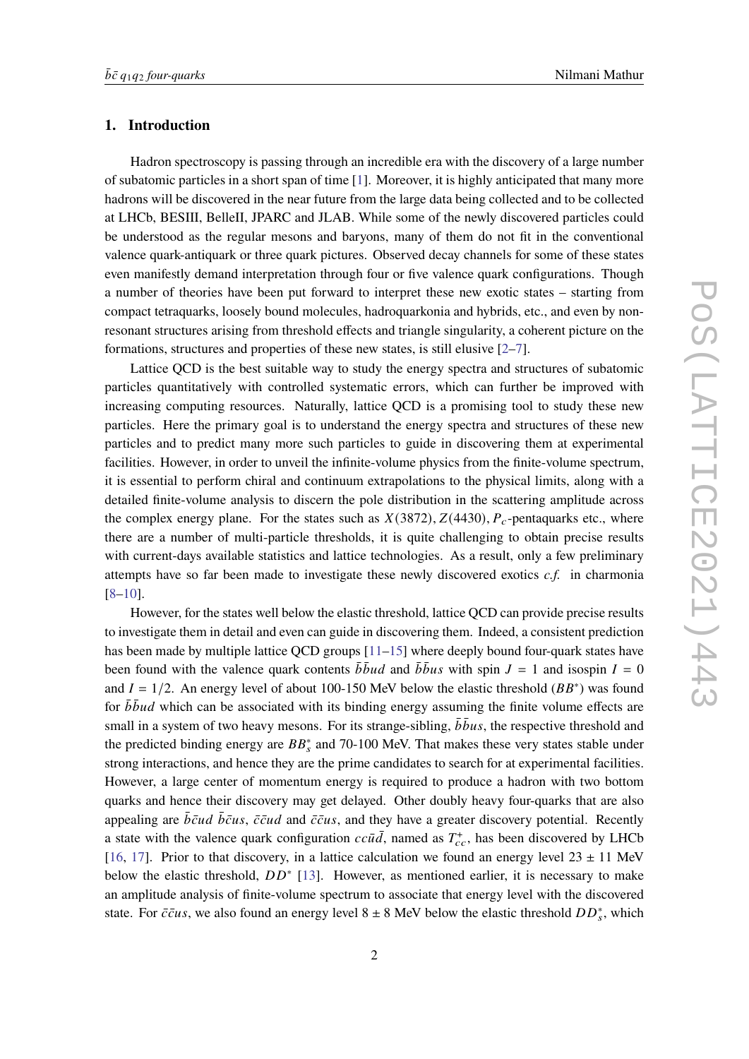## 1. Introduction

Hadron spectroscopy is passing through an incredible era with the discovery of a large number of subatomic particles in a short span of time [1]. Moreover, it is highly anticipated that many more hadrons will be discovered in the near future from the large data being collected and to be collected at LHCb, BESIII, BelleII, JPARC and JLAB. While some of the newly discovered particles could be understood as the regular mesons and baryons, many of them do not fit in the conventional valence quark-antiquark or three quark pictures. Observed decay channels for some of these states even manifestly demand interpretation through four or five valence quark configurations. Though a number of theories have been put forward to interpret these new exotic states – starting from compact tetraquarks, loosely bound molecules, hadroquarkonia and hybrids, etc., and even by non-resonant structures arising from threshold effects and triangle singularity, a coherent picture on the formations, structures and properties of these new states, is still elusive [2–7].

Lattice QCD is the best suitable way to study the energy spectra and structures of subatomic particles quantitatively with controlled systematic errors, which can further be improved with increasing computing resources. Naturally, lattice QCD is a promising tool to study these new particles. Here the primary goal is to understand the energy spectra and structures of these new particles and to predict many more such particles to guide in discovering them at experimental facilities. However, in order to unveil the infinite-volume physics from the finite-volume spectrum, it is essential to perform chiral and continuum extrapolations to the physical limits, along with a detailed finite-volume analysis to discern the pole distribution in the scattering amplitude across the complex energy plane. For the states such as $X(3872)$, $Z(4430)$, $P_c$-pentaquarks etc., where there are a number of multi-particle thresholds, it is quite challenging to obtain precise results with current-days available statistics and lattice technologies. As a result, only a few preliminary attempts have so far been made to investigate these newly discovered exotics *c.f.* in charmonia [8–10].

However, for the states well below the elastic threshold, lattice QCD can provide precise results to investigate them in detail and even can guide in discovering them. Indeed, a consistent prediction has been made by multiple lattice QCD groups [11–15] where deeply bound four-quark states have been found with the valence quark contents $\bar{b}\bar{b}ud$ and $\bar{b}\bar{b}us$ with spin $J = 1$ and isospin $I = 0$ and $I = 1/2$. An energy level of about 100-150 MeV below the elastic threshold ($BB^*$) was found for $\bar{b}\bar{b}ud$ which can be associated with its binding energy assuming the finite volume effects are small in a system of two heavy mesons. For its strange-sibling, $\bar{b}\bar{b}us$, the respective threshold and the predicted binding energy are $BB_s^*$ and 70-100 MeV. That makes these very states stable under strong interactions, and hence they are the prime candidates to search for at experimental facilities. However, a large center of momentum energy is required to produce a hadron with two bottom quarks and hence their discovery may get delayed. Other doubly heavy four-quarks that are also appealing are $\bar{b}\bar{c}ud$ $\bar{b}\bar{c}us$, $\bar{c}\bar{c}ud$ and $\bar{c}\bar{c}us$, and they have a greater discovery potential. Recently a state with the valence quark configuration $cc\bar{u}\bar{d}$, named as $T_{cc}^+$, has been discovered by LHCb [16, 17]. Prior to that discovery, in a lattice calculation we found an energy level $23 \pm 11$ MeV below the elastic threshold, $DD^*$ [13]. However, as mentioned earlier, it is necessary to make an amplitude analysis of finite-volume spectrum to associate that energy level with the discovered state. For $\bar{c}\bar{c}us$, we also found an energy level $8 \pm 8$ MeV below the elastic threshold $DD_s^*$, which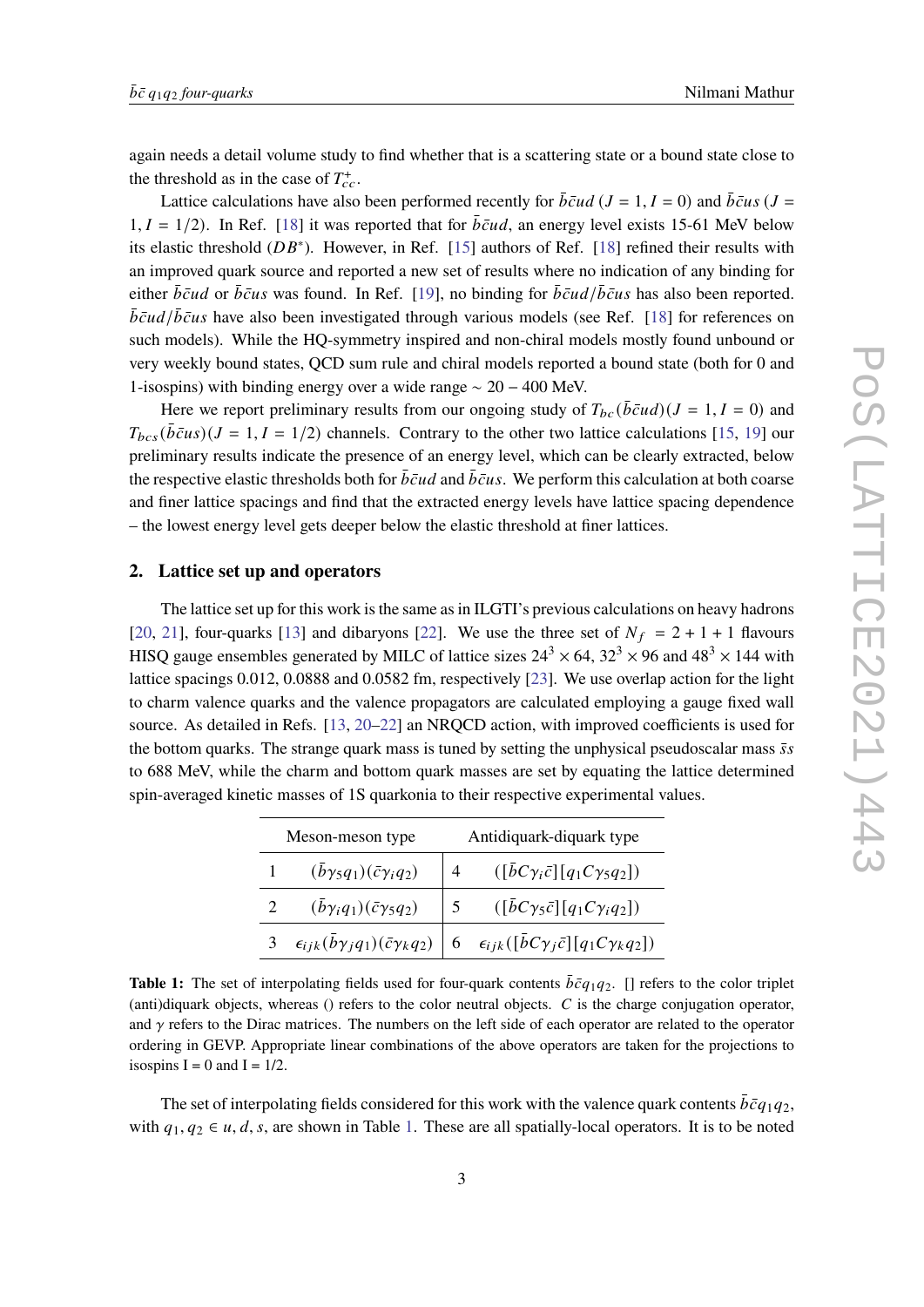again needs a detail volume study to find whether that is a scattering state or a bound state close to the threshold as in the case of $T_{cc}^+$.

Lattice calculations have also been performed recently for $\bar{b}\bar{c}ud$ ($J = 1, I = 0$) and $\bar{b}\bar{c}us$ ($J = 1, I = 1/2$). In Ref. [18] it was reported that for $\bar{b}\bar{c}ud$, an energy level exists 15-61 MeV below its elastic threshold ($DB^*$). However, in Ref. [15] authors of Ref. [18] refined their results with an improved quark source and reported a new set of results where no indication of any binding for either $\bar{b}\bar{c}ud$ or $\bar{b}\bar{c}us$ was found. In Ref. [19], no binding for $\bar{b}\bar{c}ud/\bar{b}\bar{c}us$ has also been reported. $\bar{b}\bar{c}ud/\bar{b}\bar{c}us$ have also been investigated through various models (see Ref. [18] for references on such models). While the HQ-symmetry inspired and non-chiral models mostly found unbound or very weekly bound states, QCD sum rule and chiral models reported a bound state (both for 0 and 1-isospins) with binding energy over a wide range $\sim 20-400$ MeV.

Here we report preliminary results from our ongoing study of $T_{bc}(\bar{b}\bar{c}ud)(J = 1, I = 0)$ and $T_{bcs}(\bar{b}\bar{c}us)(J = 1, I = 1/2)$ channels. Contrary to the other two lattice calculations [15, 19] our preliminary results indicate the presence of an energy level, which can be clearly extracted, below the respective elastic thresholds both for $\bar{b}\bar{c}ud$ and $\bar{b}\bar{c}us$. We perform this calculation at both coarse and finer lattice spacings and find that the extracted energy levels have lattice spacing dependence – the lowest energy level gets deeper below the elastic threshold at finer lattices.

## 2. Lattice set up and operators

The lattice set up for this work is the same as in ILGTI's previous calculations on heavy hadrons [20, 21], four-quarks [13] and dibaryons [22]. We use the three set of $N_f = 2+1+1$ flavours HISQ gauge ensembles generated by MILC of lattice sizes $24^3 \times 64$, $32^3 \times 96$ and $48^3 \times 144$ with lattice spacings 0.012, 0.0888 and 0.0582 fm, respectively [23]. We use overlap action for the light to charm valence quarks and the valence propagators are calculated employing a gauge fixed wall source. As detailed in Refs. [13, 20–22] an NRQCD action, with improved coefficients is used for the bottom quarks. The strange quark mass is tuned by setting the unphysical pseudoscalar mass $\bar{s}s$ to 688 MeV, while the charm and bottom quark masses are set by equating the lattice determined spin-averaged kinetic masses of 1S quarkonia to their respective experimental values.

| | Meson-meson type | | Antidiquark-diquark type |
|---|---|---|---|
| 1 | $(\bar{b}\gamma_5 q_1)(\bar{c}\gamma_i q_2)$ | 4 | $([\bar{b}C\gamma_i\bar{c}][q_1C\gamma_5 q_2])$ |
| 2 | $(\bar{b}\gamma_i q_1)(\bar{c}\gamma_5 q_2)$ | 5 | $([\bar{b}C\gamma_5\bar{c}][q_1C\gamma_i q_2])$ |
| 3 | $\epsilon_{ijk}(\bar{b}\gamma_j q_1)(\bar{c}\gamma_k q_2)$ | 6 | $\epsilon_{ijk}([\bar{b}C\gamma_j\bar{c}][q_1C\gamma_k q_2])$ |

**Table 1:** The set of interpolating fields used for four-quark contents $\bar{b}\bar{c}q_1q_2$. [] refers to the color triplet (anti)diquark objects, whereas () refers to the color neutral objects. $C$ is the charge conjugation operator, and $\gamma$ refers to the Dirac matrices. The numbers on the left side of each operator are related to the operator ordering in GEVP. Appropriate linear combinations of the above operators are taken for the projections to isospins I = 0 and I = 1/2.

The set of interpolating fields considered for this work with the valence quark contents $\bar{b}\bar{c}q_1q_2$, with $q_1, q_2 \in u, d, s$, are shown in Table 1. These are all spatially-local operators. It is to be noted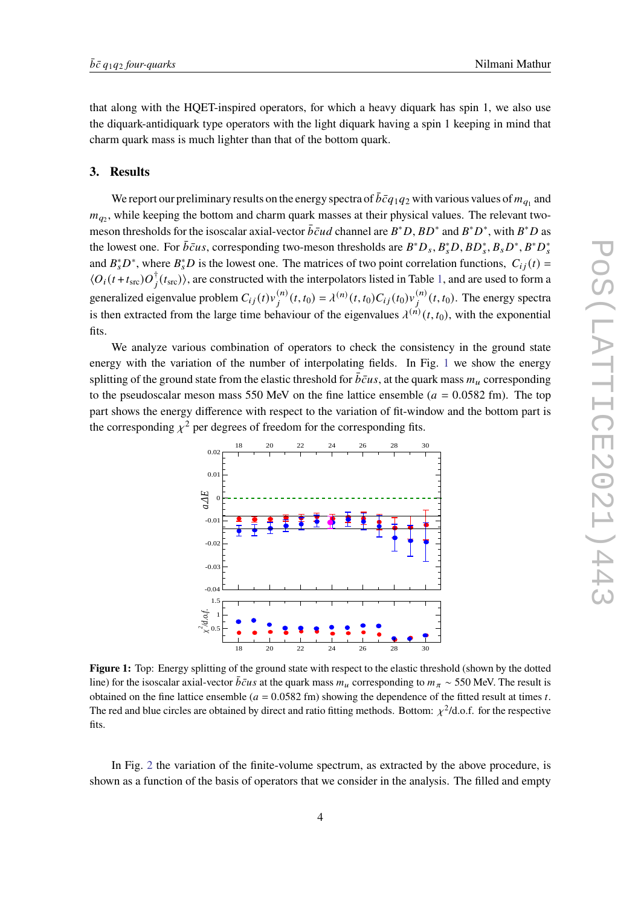that along with the HQET-inspired operators, for which a heavy diquark has spin 1, we also use the diquark-antidiquark type operators with the light diquark having a spin 1 keeping in mind that charm quark mass is much lighter than that of the bottom quark.

## 3. Results

We report our preliminary results on the energy spectra of $\bar{b}\bar{c}q_1q_2$ with various values of $m_{q_1}$ and $m_{q_2}$, while keeping the bottom and charm quark masses at their physical values. The relevant two-meson thresholds for the isoscalar axial-vector $\bar{b}\bar{c}ud$ channel are $B^*D$, $BD^*$ and $B^*D^*$, with $B^*D$ as the lowest one. For $\bar{b}\bar{c}us$, corresponding two-meson thresholds are $B^*D_s$, $B_s^*D$, $BD_s^*$, $B_sD^*$, $B^*D_s^*$ and $B_s^*D^*$, where $B_s^*D$ is the lowest one. The matrices of two point correlation functions, $C_{ij}(t) = \langle O_i(t+t_{\rm src})O_j^\dagger(t_{\rm src})\rangle$, are constructed with the interpolators listed in Table 1, and are used to form a generalized eigenvalue problem $C_{ij}(t)v_j^{(n)}(t,t_0) = \lambda^{(n)}(t,t_0)C_{ij}(t_0)v_j^{(n)}(t,t_0)$. The energy spectra is then extracted from the large time behaviour of the eigenvalues $\lambda^{(n)}(t,t_0)$, with the exponential fits.

We analyze various combination of operators to check the consistency in the ground state energy with the variation of the number of interpolating fields. In Fig. 1 we show the energy splitting of the ground state from the elastic threshold for $\bar{b}\bar{c}us$, at the quark mass $m_u$ corresponding to the pseudoscalar meson mass 550 MeV on the fine lattice ensemble ($a = 0.0582$ fm). The top part shows the energy difference with respect to the variation of fit-window and the bottom part is the corresponding $\chi^2$ per degrees of freedom for the corresponding fits.

**Figure 1:** Top: Energy splitting of the ground state with respect to the elastic threshold (shown by the dotted line) for the isoscalar axial-vector $\bar{b}\bar{c}us$ at the quark mass $m_u$ corresponding to $m_\pi \sim 550$ MeV. The result is obtained on the fine lattice ensemble ($a = 0.0582$ fm) showing the dependence of the fitted result at times $t$. The red and blue circles are obtained by direct and ratio fitting methods. Bottom: $\chi^2$/d.o.f. for the respective fits.

In Fig. 2 the variation of the finite-volume spectrum, as extracted by the above procedure, is shown as a function of the basis of operators that we consider in the analysis. The filled and empty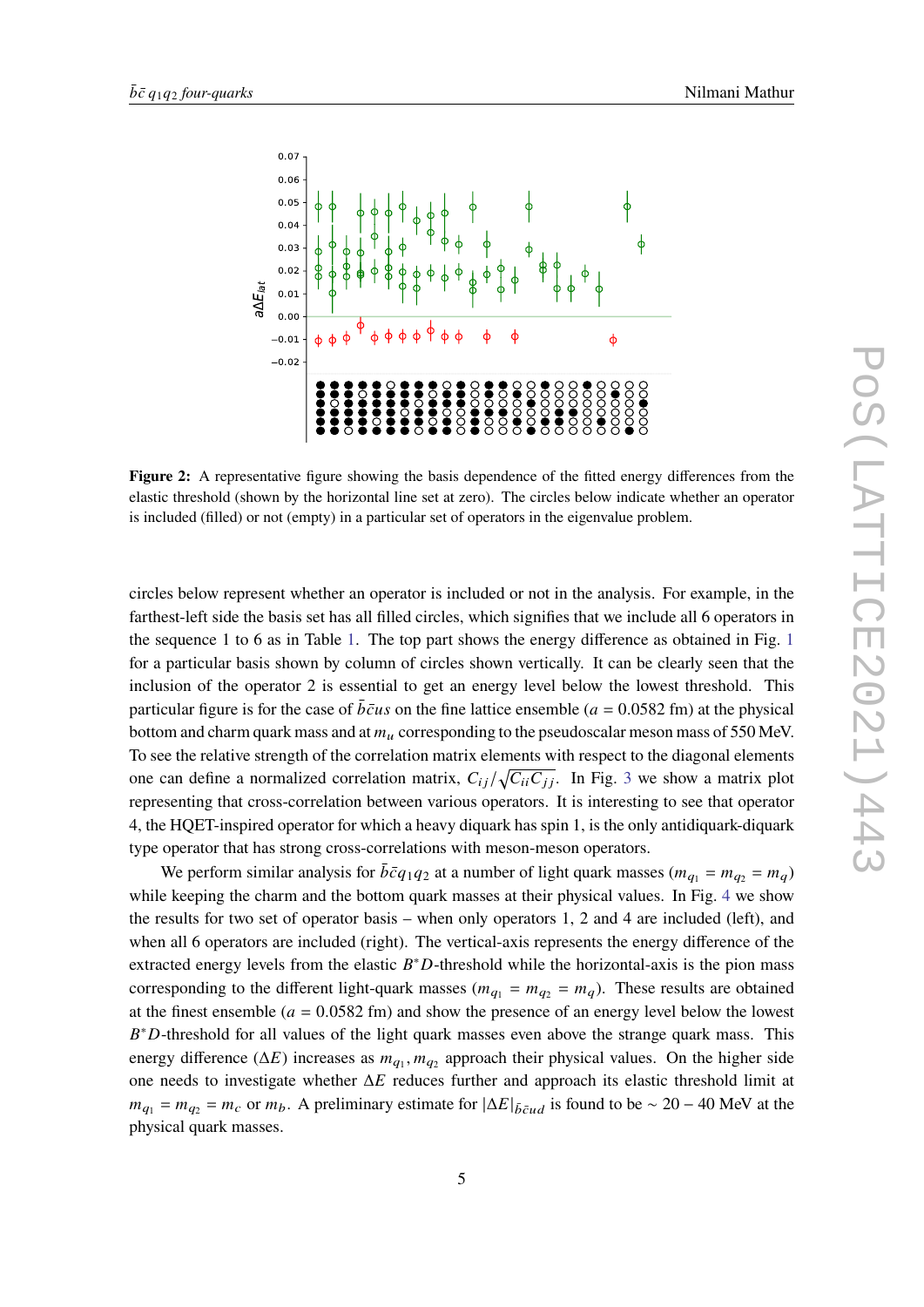**Figure 2:** A representative figure showing the basis dependence of the fitted energy differences from the elastic threshold (shown by the horizontal line set at zero). The circles below indicate whether an operator is included (filled) or not (empty) in a particular set of operators in the eigenvalue problem.

circles below represent whether an operator is included or not in the analysis. For example, in the farthest-left side the basis set has all filled circles, which signifies that we include all 6 operators in the sequence 1 to 6 as in Table 1. The top part shows the energy difference as obtained in Fig. 1 for a particular basis shown by column of circles shown vertically. It can be clearly seen that the inclusion of the operator 2 is essential to get an energy level below the lowest threshold. This particular figure is for the case of $\bar{b}\bar{c}us$ on the fine lattice ensemble ($a = 0.0582$ fm) at the physical bottom and charm quark mass and at $m_u$ corresponding to the pseudoscalar meson mass of 550 MeV. To see the relative strength of the correlation matrix elements with respect to the diagonal elements one can define a normalized correlation matrix, $C_{ij}/\sqrt{C_{ii}C_{jj}}$. In Fig. 3 we show a matrix plot representing that cross-correlation between various operators. It is interesting to see that operator 4, the HQET-inspired operator for which a heavy diquark has spin 1, is the only antidiquark-diquark type operator that has strong cross-correlations with meson-meson operators.

We perform similar analysis for $\bar{b}\bar{c}q_1q_2$ at a number of light quark masses ($m_{q_1} = m_{q_2} = m_q$) while keeping the charm and the bottom quark masses at their physical values. In Fig. 4 we show the results for two set of operator basis – when only operators 1, 2 and 4 are included (left), and when all 6 operators are included (right). The vertical-axis represents the energy difference of the extracted energy levels from the elastic $B^*D$-threshold while the horizontal-axis is the pion mass corresponding to the different light-quark masses ($m_{q_1} = m_{q_2} = m_q$). These results are obtained at the finest ensemble ($a = 0.0582$ fm) and show the presence of an energy level below the lowest $B^*D$-threshold for all values of the light quark masses even above the strange quark mass. This energy difference ($\Delta E$) increases as $m_{q_1}, m_{q_2}$ approach their physical values. On the higher side one needs to investigate whether $\Delta E$ reduces further and approach its elastic threshold limit at $m_{q_1} = m_{q_2} = m_c$ or $m_b$. A preliminary estimate for $|\Delta E|_{\bar{b}\bar{c}ud}$ is found to be $\sim 20 - 40$ MeV at the physical quark masses.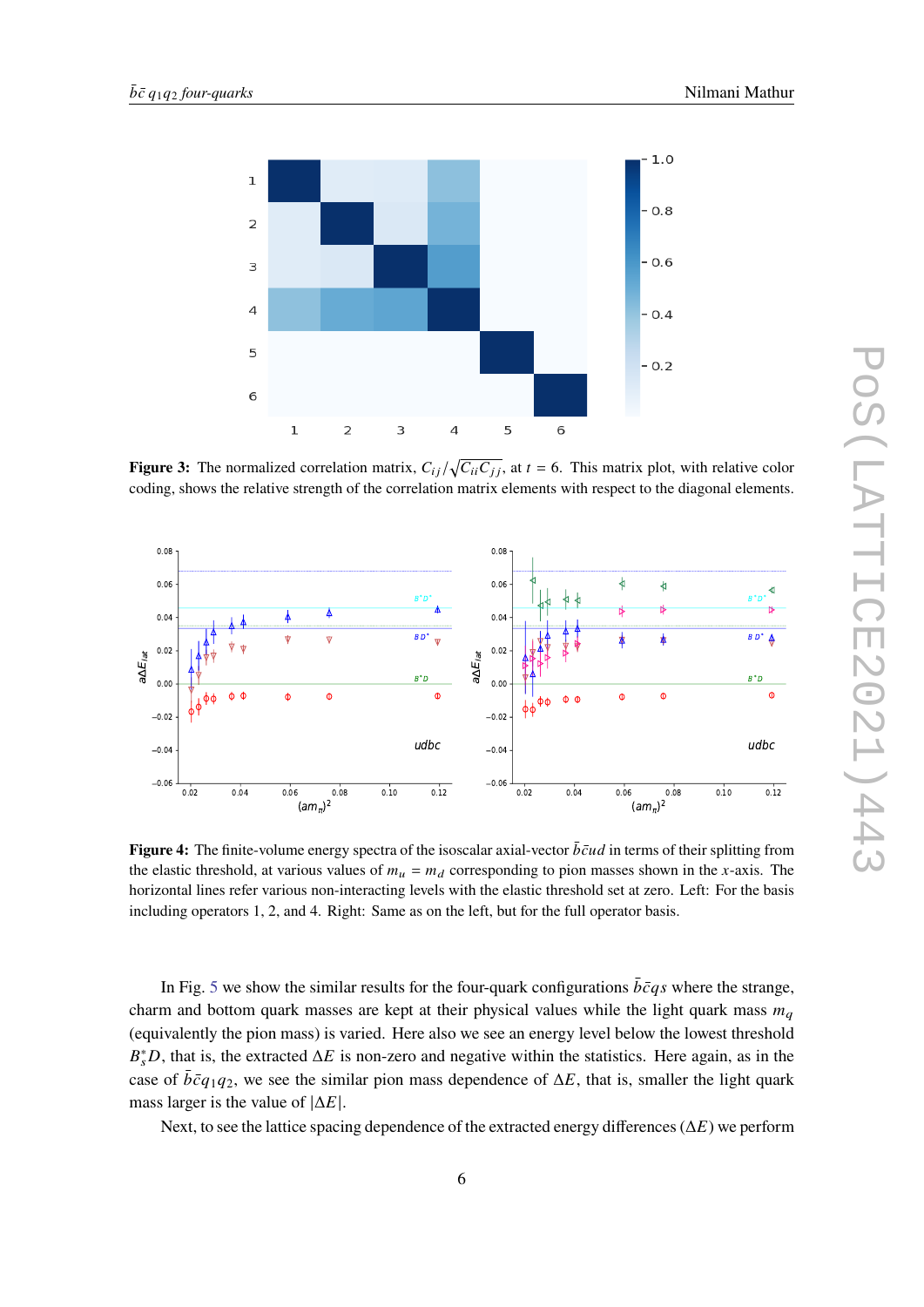**Figure 3:** The normalized correlation matrix, $C_{ij}/\sqrt{C_{ii}C_{jj}}$, at $t = 6$. This matrix plot, with relative color coding, shows the relative strength of the correlation matrix elements with respect to the diagonal elements.

**Figure 4:** The finite-volume energy spectra of the isoscalar axial-vector $\bar{b}\bar{c}ud$ in terms of their splitting from the elastic threshold, at various values of $m_u = m_d$ corresponding to pion masses shown in the $x$-axis. The horizontal lines refer various non-interacting levels with the elastic threshold set at zero. Left: For the basis including operators 1, 2, and 4. Right: Same as on the left, but for the full operator basis.

In Fig. 5 we show the similar results for the four-quark configurations $\bar{b}\bar{c}qs$ where the strange, charm and bottom quark masses are kept at their physical values while the light quark mass $m_q$ (equivalently the pion mass) is varied. Here also we see an energy level below the lowest threshold $B_s^* D$, that is, the extracted $\Delta E$ is non-zero and negative within the statistics. Here again, as in the case of $\bar{b}\bar{c}q_1q_2$, we see the similar pion mass dependence of $\Delta E$, that is, smaller the light quark mass larger is the value of $|\Delta E|$.

Next, to see the lattice spacing dependence of the extracted energy differences ($\Delta E$) we perform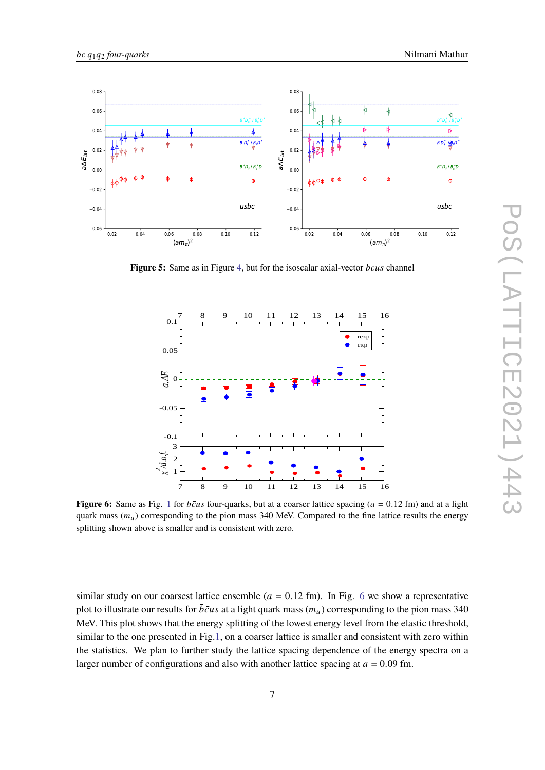**Figure 5:** Same as in Figure 4, but for the isoscalar axial-vector $\bar{b}\bar{c}us$ channel

**Figure 6:** Same as Fig. 1 for $\bar{b}\bar{c}us$ four-quarks, but at a coarser lattice spacing ($a$ = 0.12 fm) and at a light quark mass ($m_u$) corresponding to the pion mass 340 MeV. Compared to the fine lattice results the energy splitting shown above is smaller and is consistent with zero.

similar study on our coarsest lattice ensemble ($a$ = 0.12 fm). In Fig. 6 we show a representative plot to illustrate our results for $\bar{b}\bar{c}us$ at a light quark mass ($m_u$) corresponding to the pion mass 340 MeV. This plot shows that the energy splitting of the lowest energy level from the elastic threshold, similar to the one presented in Fig.1, on a coarser lattice is smaller and consistent with zero within the statistics. We plan to further study the lattice spacing dependence of the energy spectra on a larger number of configurations and also with another lattice spacing at $a$ = 0.09 fm.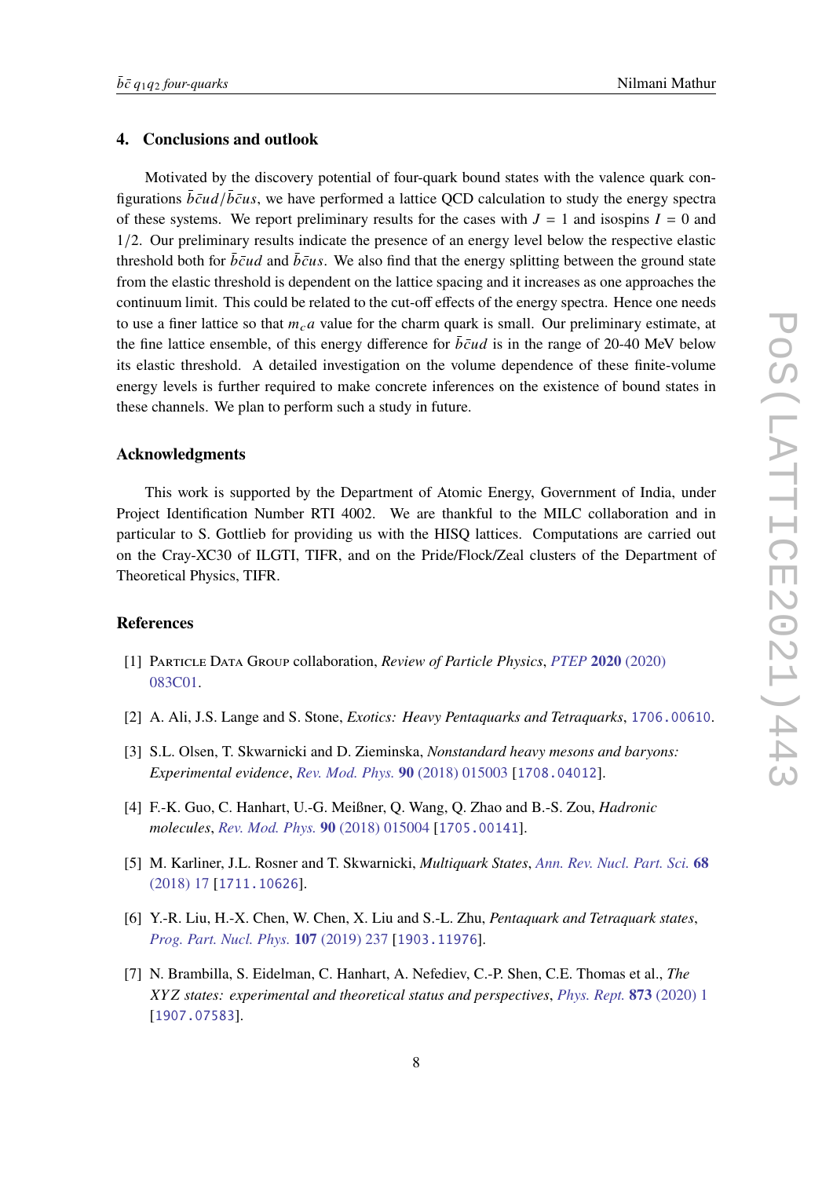## 4. Conclusions and outlook

Motivated by the discovery potential of four-quark bound states with the valence quark configurations $\bar{b}\bar{c}ud/\bar{b}\bar{c}us$, we have performed a lattice QCD calculation to study the energy spectra of these systems. We report preliminary results for the cases with $J = 1$ and isospins $I = 0$ and $1/2$. Our preliminary results indicate the presence of an energy level below the respective elastic threshold both for $\bar{b}\bar{c}ud$ and $\bar{b}\bar{c}us$. We also find that the energy splitting between the ground state from the elastic threshold is dependent on the lattice spacing and it increases as one approaches the continuum limit. This could be related to the cut-off effects of the energy spectra. Hence one needs to use a finer lattice so that $m_c a$ value for the charm quark is small. Our preliminary estimate, at the fine lattice ensemble, of this energy difference for $\bar{b}\bar{c}ud$ is in the range of 20-40 MeV below its elastic threshold. A detailed investigation on the volume dependence of these finite-volume energy levels is further required to make concrete inferences on the existence of bound states in these channels. We plan to perform such a study in future.

### Acknowledgments

This work is supported by the Department of Atomic Energy, Government of India, under Project Identification Number RTI 4002. We are thankful to the MILC collaboration and in particular to S. Gottlieb for providing us with the HISQ lattices. Computations are carried out on the Cray-XC30 of ILGTI, TIFR, and on the Pride/Flock/Zeal clusters of the Department of Theoretical Physics, TIFR.

### References

[1] Particle Data Group collaboration, *Review of Particle Physics*, PTEP **2020** (2020) 083C01.

[2] A. Ali, J.S. Lange and S. Stone, *Exotics: Heavy Pentaquarks and Tetraquarks*, 1706.00610.

[3] S.L. Olsen, T. Skwarnicki and D. Zieminska, *Nonstandard heavy mesons and baryons: Experimental evidence*, Rev. Mod. Phys. **90** (2018) 015003 [1708.04012].

[4] F.-K. Guo, C. Hanhart, U.-G. Meißner, Q. Wang, Q. Zhao and B.-S. Zou, *Hadronic molecules*, Rev. Mod. Phys. **90** (2018) 015004 [1705.00141].

[5] M. Karliner, J.L. Rosner and T. Skwarnicki, *Multiquark States*, Ann. Rev. Nucl. Part. Sci. **68** (2018) 17 [1711.10626].

[6] Y.-R. Liu, H.-X. Chen, W. Chen, X. Liu and S.-L. Zhu, *Pentaquark and Tetraquark states*, Prog. Part. Nucl. Phys. **107** (2019) 237 [1903.11976].

[7] N. Brambilla, S. Eidelman, C. Hanhart, A. Nefediev, C.-P. Shen, C.E. Thomas et al., *The XYZ states: experimental and theoretical status and perspectives*, Phys. Rept. **873** (2020) 1 [1907.07583].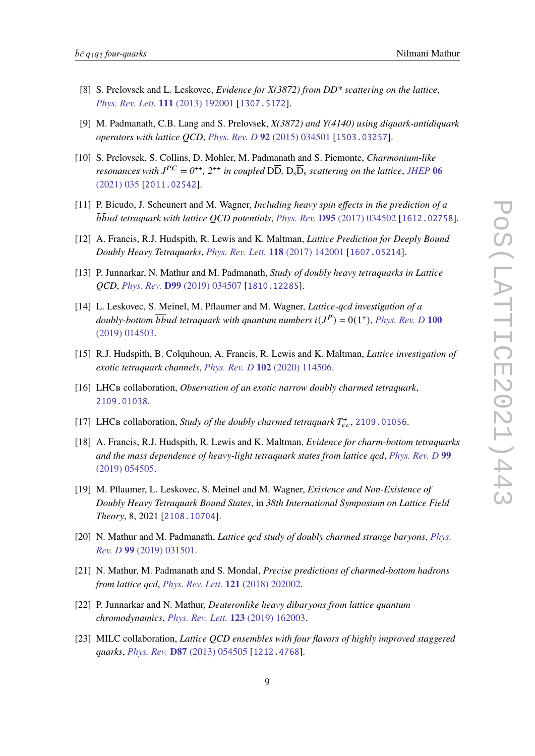[8] S. Prelovsek and L. Leskovec, *Evidence for X(3872) from DD* scattering on the lattice*, Phys. Rev. Lett. **111** (2013) 192001 [1307.5172].

[9] M. Padmanath, C.B. Lang and S. Prelovsek, *X(3872) and Y(4140) using diquark-antidiquark operators with lattice QCD*, Phys. Rev. D **92** (2015) 034501 [1503.03257].

[10] S. Prelovsek, S. Collins, D. Mohler, M. Padmanath and S. Piemonte, *Charmonium-like resonances with $J^{PC} = 0^{++}$, $2^{++}$ in coupled $D\overline{D}$, $D_s\overline{D}_s$ scattering on the lattice*, JHEP **06** (2021) 035 [2011.02542].

[11] P. Bicudo, J. Scheunert and M. Wagner, *Including heavy spin effects in the prediction of a $\bar{b}\bar{b}ud$ tetraquark with lattice QCD potentials*, Phys. Rev. **D95** (2017) 034502 [1612.02758].

[12] A. Francis, R.J. Hudspith, R. Lewis and K. Maltman, *Lattice Prediction for Deeply Bound Doubly Heavy Tetraquarks*, Phys. Rev. Lett. **118** (2017) 142001 [1607.05214].

[13] P. Junnarkar, N. Mathur and M. Padmanath, *Study of doubly heavy tetraquarks in Lattice QCD*, Phys. Rev. **D99** (2019) 034507 [1810.12285].

[14] L. Leskovec, S. Meinel, M. Pflaumer and M. Wagner, *Lattice-qcd investigation of a doubly-bottom $\overline{b}\overline{b}ud$ tetraquark with quantum numbers $i(J^P) = 0(1^+)$*, Phys. Rev. D **100** (2019) 014503.

[15] R.J. Hudspith, B. Colquhoun, A. Francis, R. Lewis and K. Maltman, *Lattice investigation of exotic tetraquark channels*, Phys. Rev. D **102** (2020) 114506.

[16] LHCb collaboration, *Observation of an exotic narrow doubly charmed tetraquark*, 2109.01038.

[17] LHCb collaboration, *Study of the doubly charmed tetraquark $T^+_{cc}$*, 2109.01056.

[18] A. Francis, R.J. Hudspith, R. Lewis and K. Maltman, *Evidence for charm-bottom tetraquarks and the mass dependence of heavy-light tetraquark states from lattice qcd*, Phys. Rev. D **99** (2019) 054505.

[19] M. Pflaumer, L. Leskovec, S. Meinel and M. Wagner, *Existence and Non-Existence of Doubly Heavy Tetraquark Bound States*, in *38th International Symposium on Lattice Field Theory*, 8, 2021 [2108.10704].

[20] N. Mathur and M. Padmanath, *Lattice qcd study of doubly charmed strange baryons*, Phys. Rev. D **99** (2019) 031501.

[21] N. Mathur, M. Padmanath and S. Mondal, *Precise predictions of charmed-bottom hadrons from lattice qcd*, Phys. Rev. Lett. **121** (2018) 202002.

[22] P. Junnarkar and N. Mathur, *Deuteronlike heavy dibaryons from lattice quantum chromodynamics*, Phys. Rev. Lett. **123** (2019) 162003.

[23] MILC collaboration, *Lattice QCD ensembles with four flavors of highly improved staggered quarks*, Phys. Rev. **D87** (2013) 054505 [1212.4768].